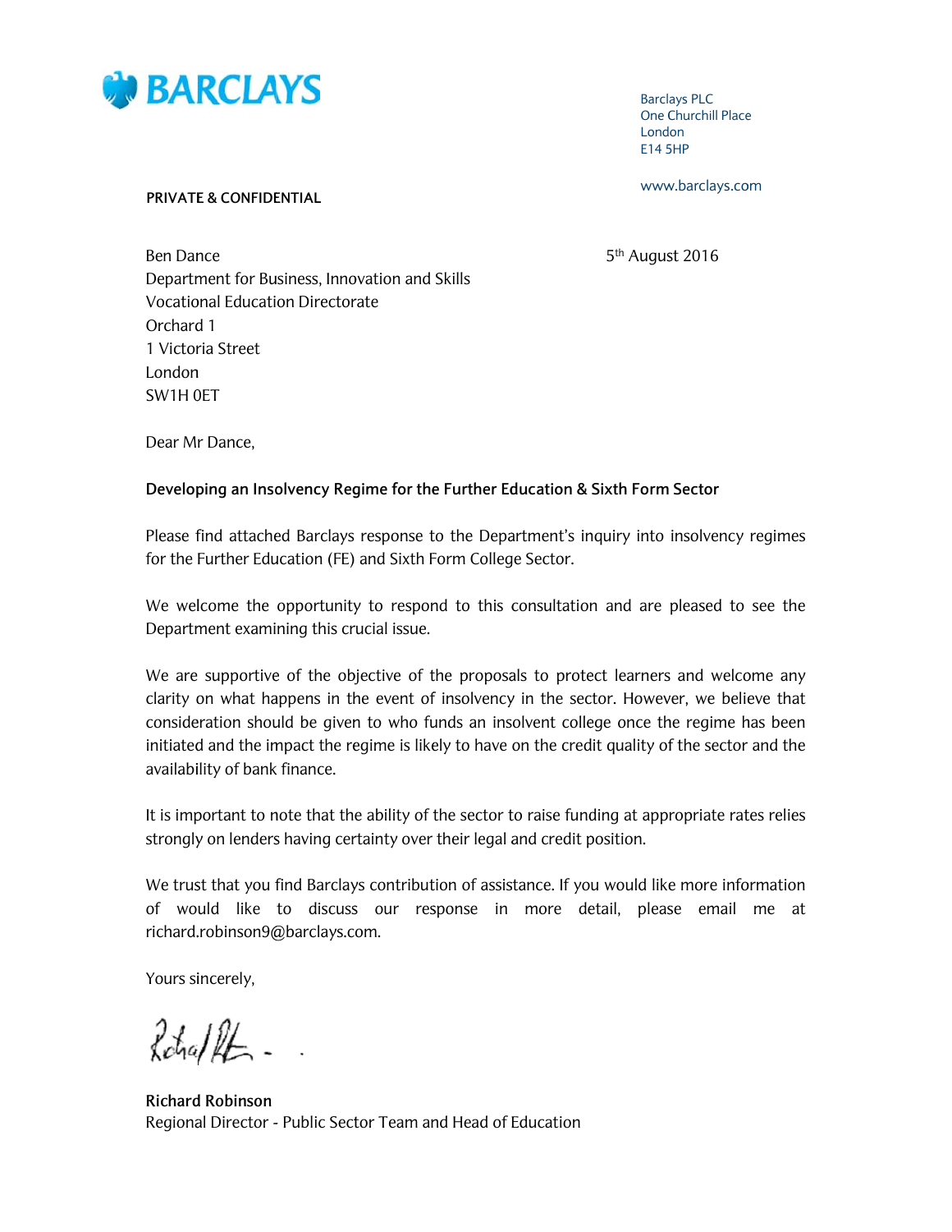BARCLAYS

Barclays PLC
One Churchill Place
London
E14 5HP

www.barclays.com

**PRIVATE & CONFIDENTIAL**

Ben Dance
Department for Business, Innovation and Skills
Vocational Education Directorate
Orchard 1
1 Victoria Street
London
SW1H 0ET

5th August 2016

Dear Mr Dance,

**Developing an Insolvency Regime for the Further Education & Sixth Form Sector**

Please find attached Barclays response to the Department's inquiry into insolvency regimes for the Further Education (FE) and Sixth Form College Sector.

We welcome the opportunity to respond to this consultation and are pleased to see the Department examining this crucial issue.

We are supportive of the objective of the proposals to protect learners and welcome any clarity on what happens in the event of insolvency in the sector. However, we believe that consideration should be given to who funds an insolvent college once the regime has been initiated and the impact the regime is likely to have on the credit quality of the sector and the availability of bank finance.

It is important to note that the ability of the sector to raise funding at appropriate rates relies strongly on lenders having certainty over their legal and credit position.

We trust that you find Barclays contribution of assistance. If you would like more information of would like to discuss our response in more detail, please email me at richard.robinson9@barclays.com.

Yours sincerely,

**Richard Robinson**
Regional Director - Public Sector Team and Head of Education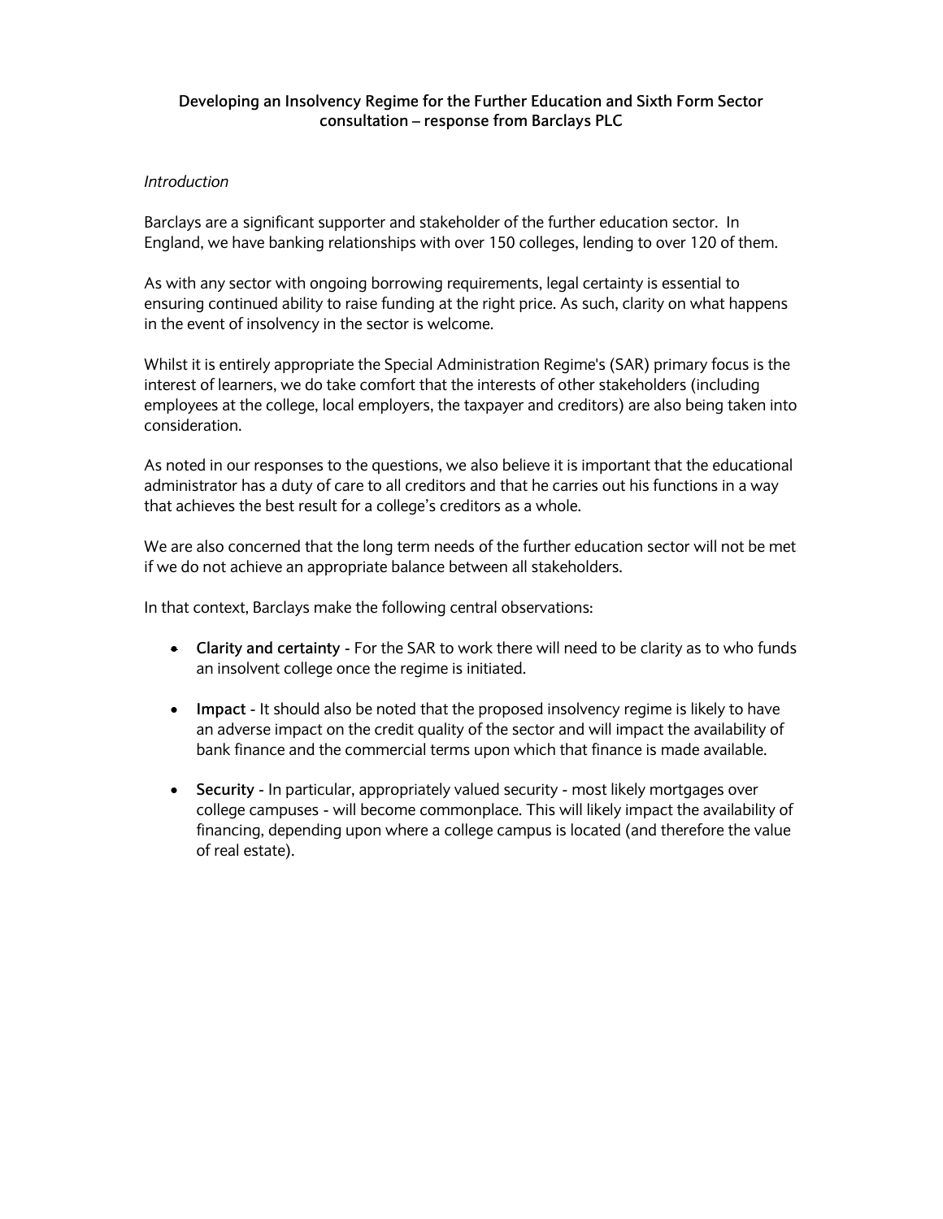**Developing an Insolvency Regime for the Further Education and Sixth Form Sector consultation – response from Barclays PLC**

*Introduction*

Barclays are a significant supporter and stakeholder of the further education sector. In England, we have banking relationships with over 150 colleges, lending to over 120 of them.

As with any sector with ongoing borrowing requirements, legal certainty is essential to ensuring continued ability to raise funding at the right price. As such, clarity on what happens in the event of insolvency in the sector is welcome.

Whilst it is entirely appropriate the Special Administration Regime's (SAR) primary focus is the interest of learners, we do take comfort that the interests of other stakeholders (including employees at the college, local employers, the taxpayer and creditors) are also being taken into consideration.

As noted in our responses to the questions, we also believe it is important that the educational administrator has a duty of care to all creditors and that he carries out his functions in a way that achieves the best result for a college's creditors as a whole.

We are also concerned that the long term needs of the further education sector will not be met if we do not achieve an appropriate balance between all stakeholders.

In that context, Barclays make the following central observations:

- **Clarity and certainty** - For the SAR to work there will need to be clarity as to who funds an insolvent college once the regime is initiated.
- **Impact** - It should also be noted that the proposed insolvency regime is likely to have an adverse impact on the credit quality of the sector and will impact the availability of bank finance and the commercial terms upon which that finance is made available.
- **Security** - In particular, appropriately valued security - most likely mortgages over college campuses - will become commonplace. This will likely impact the availability of financing, depending upon where a college campus is located (and therefore the value of real estate).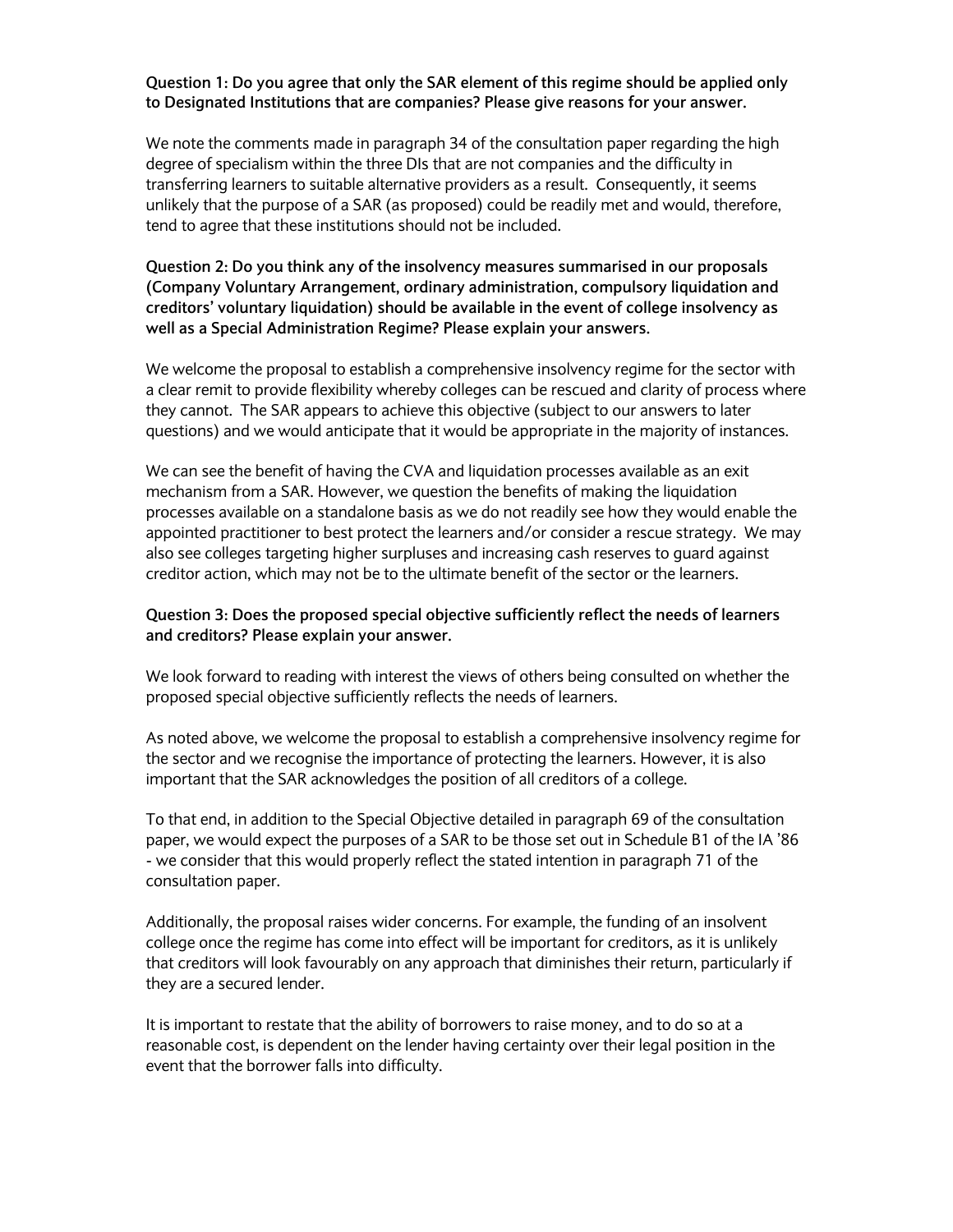**Question 1: Do you agree that only the SAR element of this regime should be applied only to Designated Institutions that are companies? Please give reasons for your answer.**

We note the comments made in paragraph 34 of the consultation paper regarding the high degree of specialism within the three DIs that are not companies and the difficulty in transferring learners to suitable alternative providers as a result. Consequently, it seems unlikely that the purpose of a SAR (as proposed) could be readily met and would, therefore, tend to agree that these institutions should not be included.

**Question 2: Do you think any of the insolvency measures summarised in our proposals (Company Voluntary Arrangement, ordinary administration, compulsory liquidation and creditors' voluntary liquidation) should be available in the event of college insolvency as well as a Special Administration Regime? Please explain your answers.**

We welcome the proposal to establish a comprehensive insolvency regime for the sector with a clear remit to provide flexibility whereby colleges can be rescued and clarity of process where they cannot. The SAR appears to achieve this objective (subject to our answers to later questions) and we would anticipate that it would be appropriate in the majority of instances.

We can see the benefit of having the CVA and liquidation processes available as an exit mechanism from a SAR. However, we question the benefits of making the liquidation processes available on a standalone basis as we do not readily see how they would enable the appointed practitioner to best protect the learners and/or consider a rescue strategy. We may also see colleges targeting higher surpluses and increasing cash reserves to guard against creditor action, which may not be to the ultimate benefit of the sector or the learners.

**Question 3: Does the proposed special objective sufficiently reflect the needs of learners and creditors? Please explain your answer.**

We look forward to reading with interest the views of others being consulted on whether the proposed special objective sufficiently reflects the needs of learners.

As noted above, we welcome the proposal to establish a comprehensive insolvency regime for the sector and we recognise the importance of protecting the learners. However, it is also important that the SAR acknowledges the position of all creditors of a college.

To that end, in addition to the Special Objective detailed in paragraph 69 of the consultation paper, we would expect the purposes of a SAR to be those set out in Schedule B1 of the IA '86 - we consider that this would properly reflect the stated intention in paragraph 71 of the consultation paper.

Additionally, the proposal raises wider concerns. For example, the funding of an insolvent college once the regime has come into effect will be important for creditors, as it is unlikely that creditors will look favourably on any approach that diminishes their return, particularly if they are a secured lender.

It is important to restate that the ability of borrowers to raise money, and to do so at a reasonable cost, is dependent on the lender having certainty over their legal position in the event that the borrower falls into difficulty.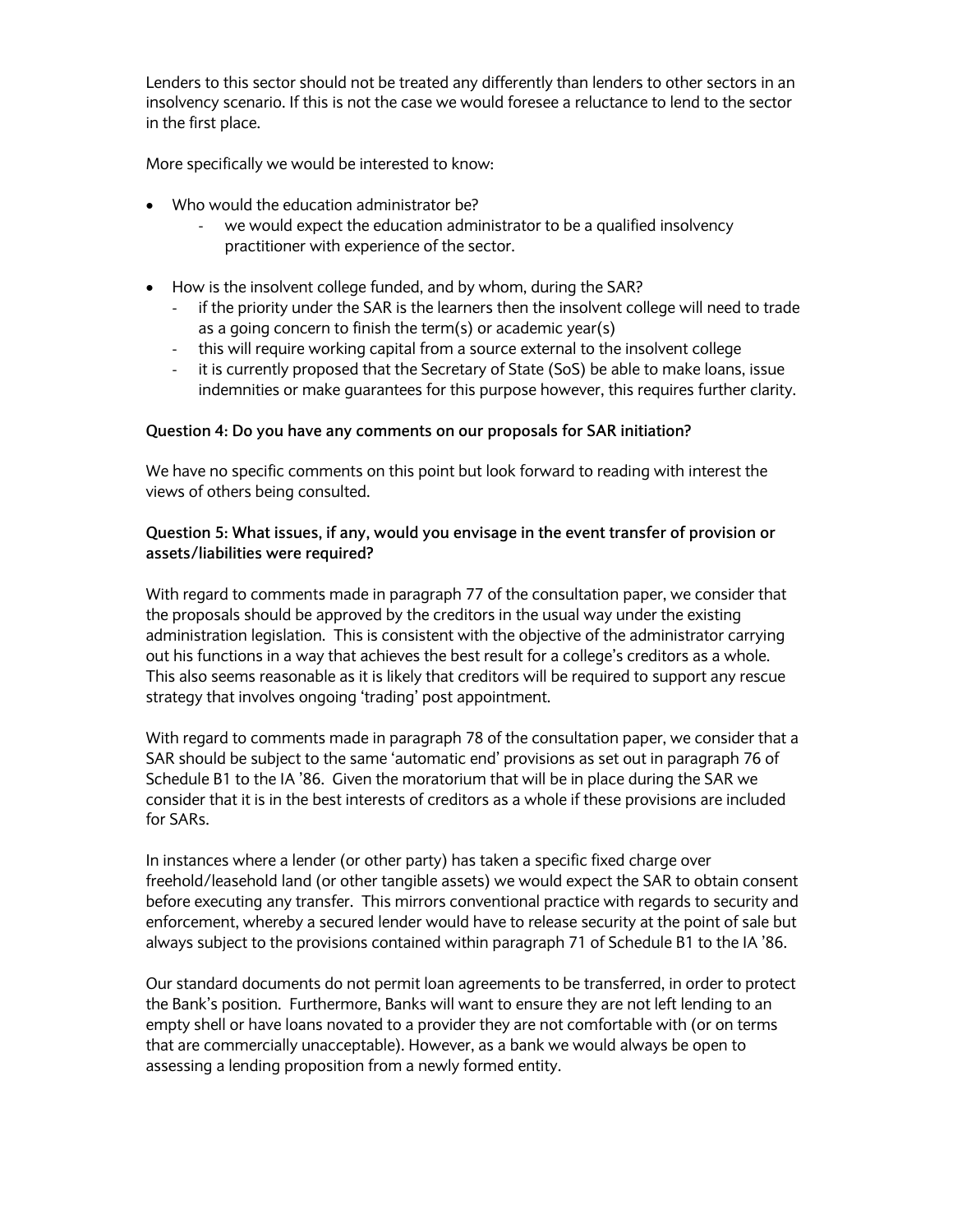Lenders to this sector should not be treated any differently than lenders to other sectors in an insolvency scenario. If this is not the case we would foresee a reluctance to lend to the sector in the first place.

More specifically we would be interested to know:

- Who would the education administrator be?
  - we would expect the education administrator to be a qualified insolvency practitioner with experience of the sector.

- How is the insolvent college funded, and by whom, during the SAR?
  - if the priority under the SAR is the learners then the insolvent college will need to trade as a going concern to finish the term(s) or academic year(s)
  - this will require working capital from a source external to the insolvent college
  - it is currently proposed that the Secretary of State (SoS) be able to make loans, issue indemnities or make guarantees for this purpose however, this requires further clarity.

**Question 4: Do you have any comments on our proposals for SAR initiation?**

We have no specific comments on this point but look forward to reading with interest the views of others being consulted.

**Question 5: What issues, if any, would you envisage in the event transfer of provision or assets/liabilities were required?**

With regard to comments made in paragraph 77 of the consultation paper, we consider that the proposals should be approved by the creditors in the usual way under the existing administration legislation. This is consistent with the objective of the administrator carrying out his functions in a way that achieves the best result for a college's creditors as a whole. This also seems reasonable as it is likely that creditors will be required to support any rescue strategy that involves ongoing 'trading' post appointment.

With regard to comments made in paragraph 78 of the consultation paper, we consider that a SAR should be subject to the same 'automatic end' provisions as set out in paragraph 76 of Schedule B1 to the IA '86. Given the moratorium that will be in place during the SAR we consider that it is in the best interests of creditors as a whole if these provisions are included for SARs.

In instances where a lender (or other party) has taken a specific fixed charge over freehold/leasehold land (or other tangible assets) we would expect the SAR to obtain consent before executing any transfer. This mirrors conventional practice with regards to security and enforcement, whereby a secured lender would have to release security at the point of sale but always subject to the provisions contained within paragraph 71 of Schedule B1 to the IA '86.

Our standard documents do not permit loan agreements to be transferred, in order to protect the Bank's position. Furthermore, Banks will want to ensure they are not left lending to an empty shell or have loans novated to a provider they are not comfortable with (or on terms that are commercially unacceptable). However, as a bank we would always be open to assessing a lending proposition from a newly formed entity.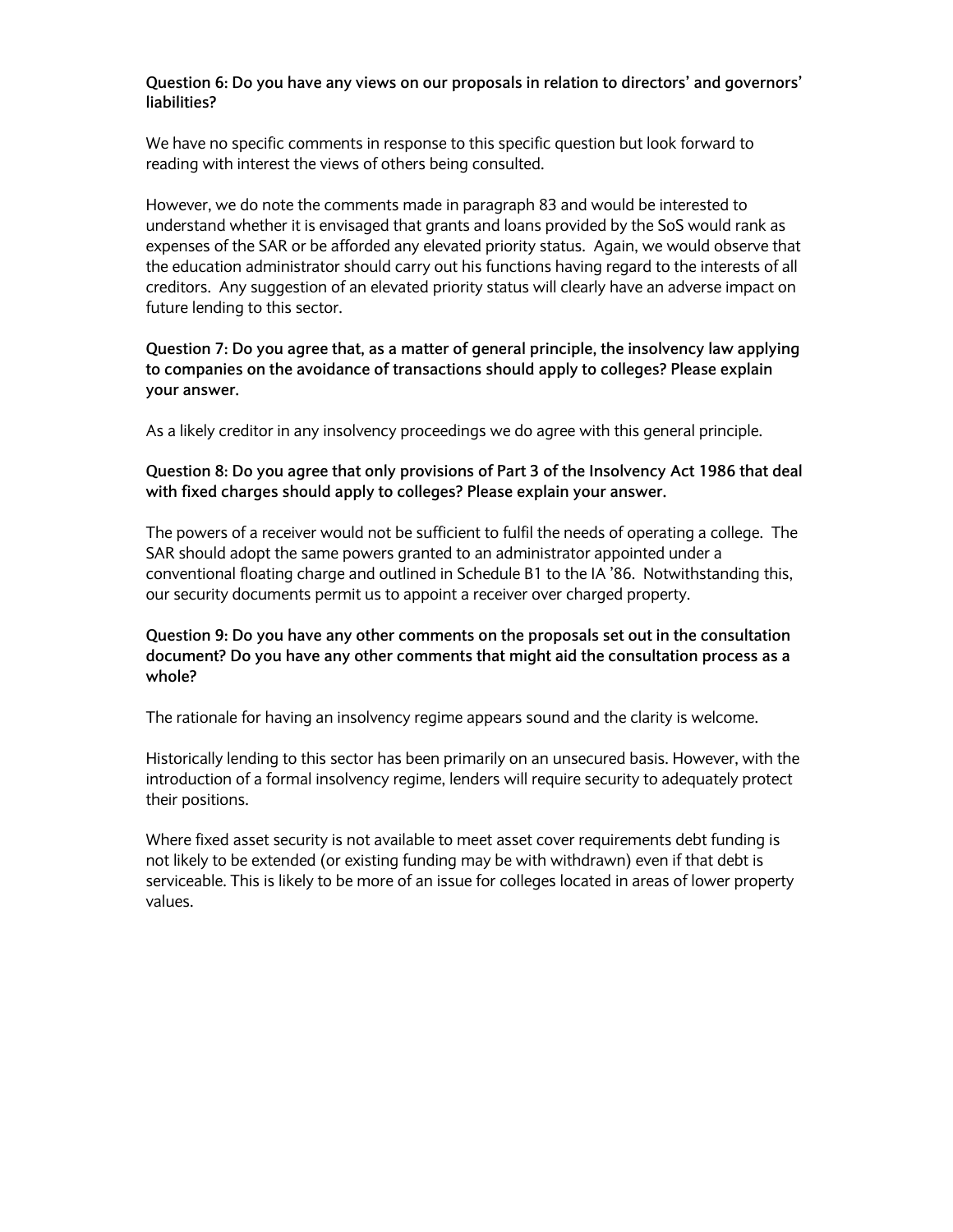**Question 6: Do you have any views on our proposals in relation to directors' and governors' liabilities?**

We have no specific comments in response to this specific question but look forward to reading with interest the views of others being consulted.

However, we do note the comments made in paragraph 83 and would be interested to understand whether it is envisaged that grants and loans provided by the SoS would rank as expenses of the SAR or be afforded any elevated priority status. Again, we would observe that the education administrator should carry out his functions having regard to the interests of all creditors. Any suggestion of an elevated priority status will clearly have an adverse impact on future lending to this sector.

**Question 7: Do you agree that, as a matter of general principle, the insolvency law applying to companies on the avoidance of transactions should apply to colleges? Please explain your answer.**

As a likely creditor in any insolvency proceedings we do agree with this general principle.

**Question 8: Do you agree that only provisions of Part 3 of the Insolvency Act 1986 that deal with fixed charges should apply to colleges? Please explain your answer.**

The powers of a receiver would not be sufficient to fulfil the needs of operating a college. The SAR should adopt the same powers granted to an administrator appointed under a conventional floating charge and outlined in Schedule B1 to the IA '86. Notwithstanding this, our security documents permit us to appoint a receiver over charged property.

**Question 9: Do you have any other comments on the proposals set out in the consultation document? Do you have any other comments that might aid the consultation process as a whole?**

The rationale for having an insolvency regime appears sound and the clarity is welcome.

Historically lending to this sector has been primarily on an unsecured basis. However, with the introduction of a formal insolvency regime, lenders will require security to adequately protect their positions.

Where fixed asset security is not available to meet asset cover requirements debt funding is not likely to be extended (or existing funding may be with withdrawn) even if that debt is serviceable. This is likely to be more of an issue for colleges located in areas of lower property values.